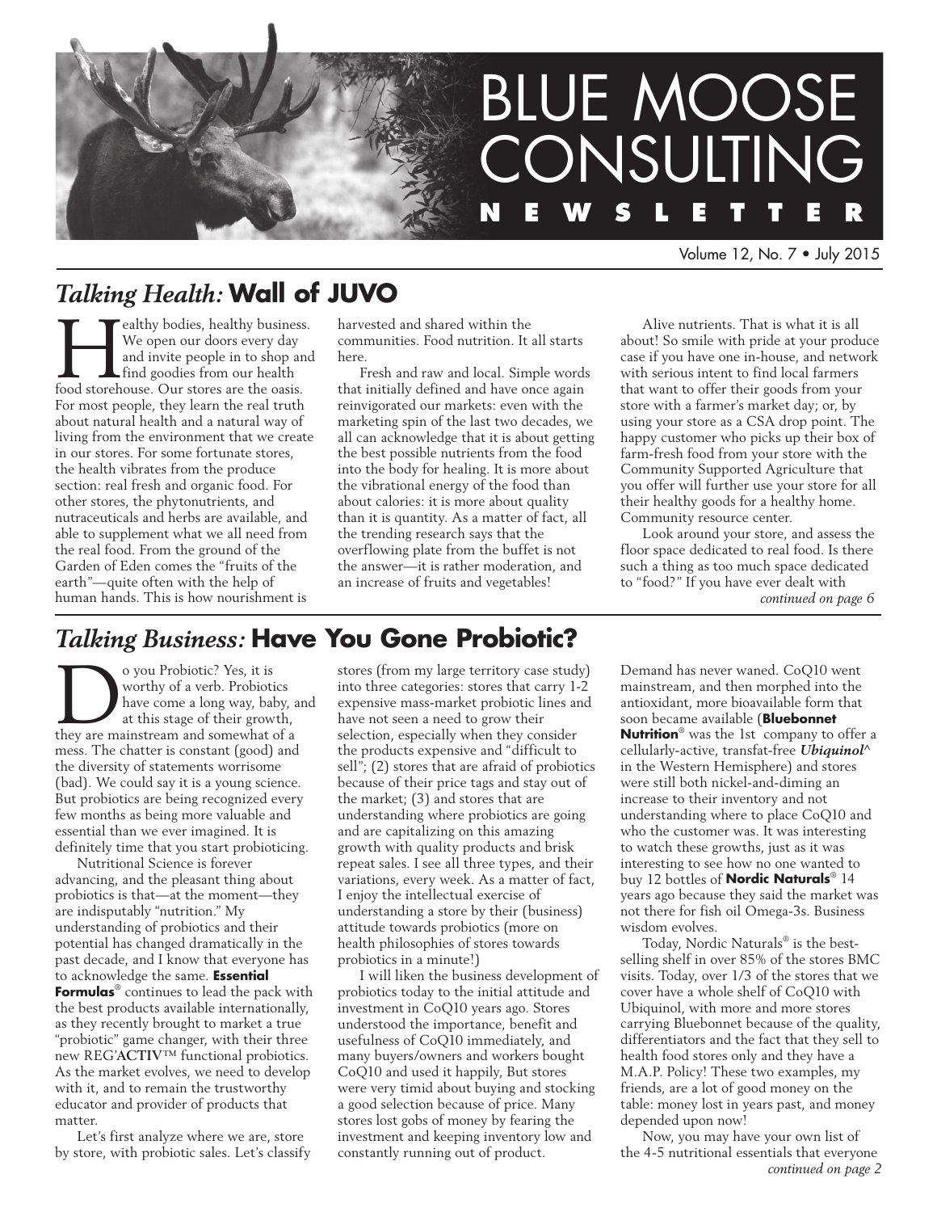# BLUE MOOSE CONSULTING NEWSLETTER

Volume 12, No. 7 • July 2015

## *Talking Health:* Wall of JUVO

Healthy bodies, healthy business. We open our doors every day and invite people in to shop and find goodies from our health food storehouse. Our stores are the oasis. For most people, they learn the real truth about natural health and a natural way of living from the environment that we create in our stores. For some fortunate stores, the health vibrates from the produce section: real fresh and organic food. For other stores, the phytonutrients, and nutraceuticals and herbs are available, and able to supplement what we all need from the real food. From the ground of the Garden of Eden comes the "fruits of the earth"—quite often with the help of human hands. This is how nourishment is harvested and shared within the communities. Food nutrition. It all starts here.

Fresh and raw and local. Simple words that initially defined and have once again reinvigorated our markets: even with the marketing spin of the last two decades, we all can acknowledge that it is about getting the best possible nutrients from the food into the body for healing. It is more about the vibrational energy of the food than about calories: it is more about quality than it is quantity. As a matter of fact, all the trending research says that the overflowing plate from the buffet is not the answer—it is rather moderation, and an increase of fruits and vegetables!

Alive nutrients. That is what it is all about! So smile with pride at your produce case if you have one in-house, and network with serious intent to find local farmers that want to offer their goods from your store with a farmer's market day; or, by using your store as a CSA drop point. The happy customer who picks up their box of farm-fresh food from your store with the Community Supported Agriculture that you offer will further use your store for all their healthy goods for a healthy home. Community resource center.

Look around your store, and assess the floor space dedicated to real food. Is there such a thing as too much space dedicated to "food?" If you have ever dealt with

*continued on page 6*

## *Talking Business:* Have You Gone Probiotic?

Do you Probiotic? Yes, it is worthy of a verb. Probiotics have come a long way, baby, and at this stage of their growth, they are mainstream and somewhat of a mess. The chatter is constant (good) and the diversity of statements worrisome (bad). We could say it is a young science. But probiotics are being recognized every few months as being more valuable and essential than we ever imagined. It is definitely time that you start probioticing.

Nutritional Science is forever advancing, and the pleasant thing about probiotics is that—at the moment—they are indisputably "nutrition." My understanding of probiotics and their potential has changed dramatically in the past decade, and I know that everyone has to acknowledge the same. **Essential Formulas**® continues to lead the pack with the best products available internationally, as they recently brought to market a true "probiotic" game changer, with their three new REG'ACTIV™ functional probiotics. As the market evolves, we need to develop with it, and to remain the trustworthy educator and provider of products that matter.

Let's first analyze where we are, store by store, with probiotic sales. Let's classify stores (from my large territory case study) into three categories: stores that carry 1-2 expensive mass-market probiotic lines and have not seen a need to grow their selection, especially when they consider the products expensive and "difficult to sell"; (2) stores that are afraid of probiotics because of their price tags and stay out of the market; (3) and stores that are understanding where probiotics are going and are capitalizing on this amazing growth with quality products and brisk repeat sales. I see all three types, and their variations, every week. As a matter of fact, I enjoy the intellectual exercise of understanding a store by their (business) attitude towards probiotics (more on health philosophies of stores towards probiotics in a minute!)

I will liken the business development of probiotics today to the initial attitude and investment in CoQ10 years ago. Stores understood the importance, benefit and usefulness of CoQ10 immediately, and many buyers/owners and workers bought CoQ10 and used it happily, But stores were very timid about buying and stocking a good selection because of price. Many stores lost gobs of money by fearing the investment and keeping inventory low and constantly running out of product. Demand has never waned. CoQ10 went mainstream, and then morphed into the antioxidant, more bioavailable form that soon became available (**Bluebonnet Nutrition**® was the 1st company to offer a cellularly-active, transfat-free ***Ubiquinol***^ in the Western Hemisphere) and stores were still both nickel-and-diming an increase to their inventory and not understanding where to place CoQ10 and who the customer was. It was interesting to watch these growths, just as it was interesting to see how no one wanted to buy 12 bottles of **Nordic Naturals**® 14 years ago because they said the market was not there for fish oil Omega-3s. Business wisdom evolves.

Today, Nordic Naturals® is the best-selling shelf in over 85% of the stores BMC visits. Today, over 1/3 of the stores that we cover have a whole shelf of CoQ10 with Ubiquinol, with more and more stores carrying Bluebonnet because of the quality, differentiators and the fact that they sell to health food stores only and they have a M.A.P. Policy! These two examples, my friends, are a lot of good money on the table: money lost in years past, and money depended upon now!

Now, you may have your own list of the 4-5 nutritional essentials that everyone

*continued on page 2*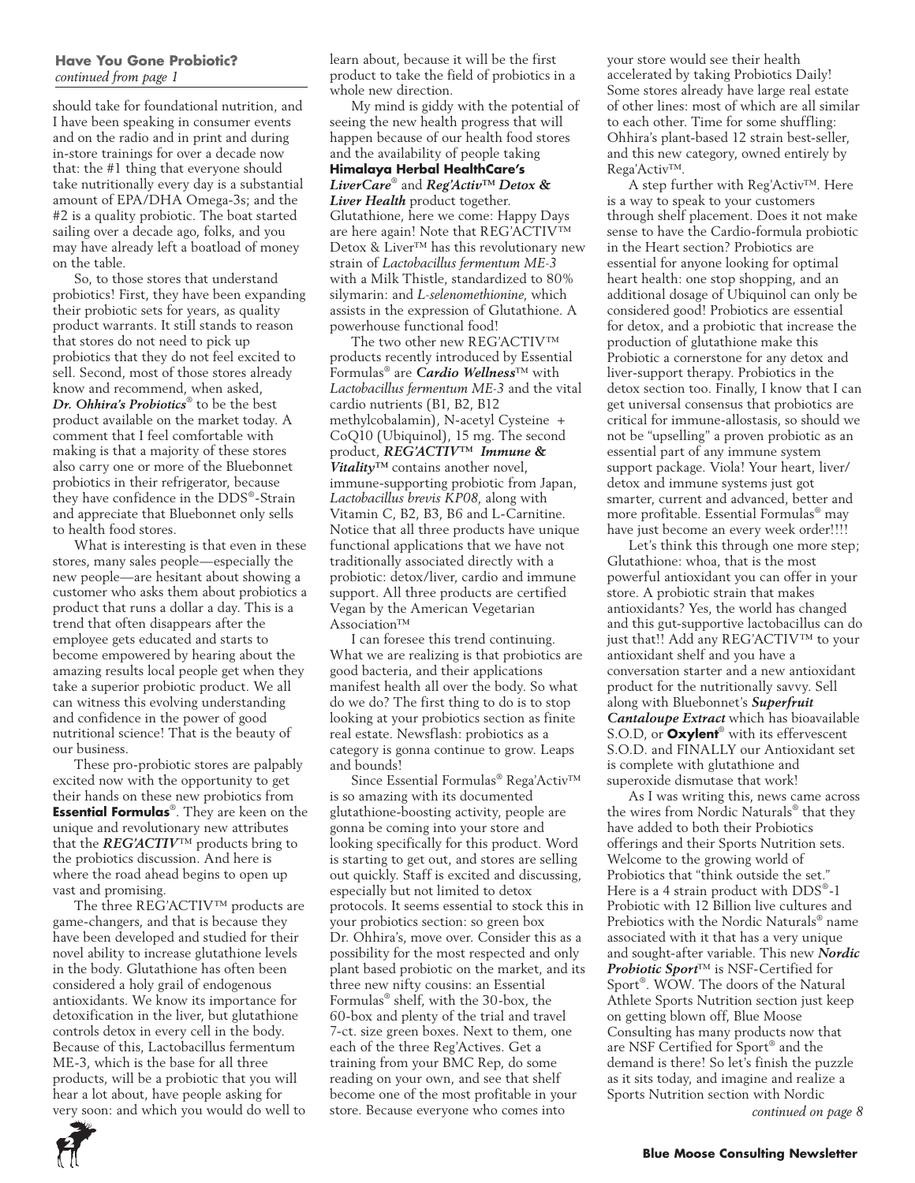**Have You Gone Probiotic?**
*continued from page 1*

should take for foundational nutrition, and I have been speaking in consumer events and on the radio and in print and during in-store trainings for over a decade now that: the #1 thing that everyone should take nutritionally every day is a substantial amount of EPA/DHA Omega-3s; and the #2 is a quality probiotic. The boat started sailing over a decade ago, folks, and you may have already left a boatload of money on the table.

So, to those stores that understand probiotics! First, they have been expanding their probiotic sets for years, as quality product warrants. It still stands to reason that stores do not need to pick up probiotics that they do not feel excited to sell. Second, most of those stores already know and recommend, when asked, ***Dr. Ohhira's Probiotics***® to be the best product available on the market today. A comment that I feel comfortable with making is that a majority of these stores also carry one or more of the Bluebonnet probiotics in their refrigerator, because they have confidence in the DDS®-Strain and appreciate that Bluebonnet only sells to health food stores.

What is interesting is that even in these stores, many sales people—especially the new people—are hesitant about showing a customer who asks them about probiotics a product that runs a dollar a day. This is a trend that often disappears after the employee gets educated and starts to become empowered by hearing about the amazing results local people get when they take a superior probiotic product. We all can witness this evolving understanding and confidence in the power of good nutritional science! That is the beauty of our business.

These pro-probiotic stores are palpably excited now with the opportunity to get their hands on these new probiotics from **Essential Formulas**®. They are keen on the unique and revolutionary new attributes that the ***REG'ACTIV***™ products bring to the probiotics discussion. And here is where the road ahead begins to open up vast and promising.

The three REG'ACTIV™ products are game-changers, and that is because they have been developed and studied for their novel ability to increase glutathione levels in the body. Glutathione has often been considered a holy grail of endogenous antioxidants. We know its importance for detoxification in the liver, but glutathione controls detox in every cell in the body. Because of this, Lactobacillus fermentum ME-3, which is the base for all three products, will be a probiotic that you will hear a lot about, have people asking for very soon: and which you would do well to learn about, because it will be the first product to take the field of probiotics in a whole new direction.

My mind is giddy with the potential of seeing the new health progress that will happen because of our health food stores and the availability of people taking **Himalaya Herbal HealthCare's *LiverCare***® and ***Reg'Activ™ Detox & Liver Health*** product together. Glutathione, here we come: Happy Days are here again! Note that REG'ACTIV™ Detox & Liver™ has this revolutionary new strain of *Lactobacillus fermentum ME-3* with a Milk Thistle, standardized to 80% silymarin: and *L-selenomethionine*, which assists in the expression of Glutathione. A powerhouse functional food!

The two other new REG'ACTIV™ products recently introduced by Essential Formulas® are ***Cardio Wellness***™ with *Lactobacillus fermentum ME-3* and the vital cardio nutrients (B1, B2, B12 methylcobalamin), N-acetyl Cysteine + CoQ10 (Ubiquinol), 15 mg. The second product, ***REG'ACTIV™ Immune & Vitality™*** contains another novel, immune-supporting probiotic from Japan, *Lactobacillus brevis KP08*, along with Vitamin C, B2, B3, B6 and L-Carnitine. Notice that all three products have unique functional applications that we have not traditionally associated directly with a probiotic: detox/liver, cardio and immune support. All three products are certified Vegan by the American Vegetarian Association™

I can foresee this trend continuing. What we are realizing is that probiotics are good bacteria, and their applications manifest health all over the body. So what do we do? The first thing to do is to stop looking at your probiotics section as finite real estate. Newsflash: probiotics as a category is gonna continue to grow. Leaps and bounds!

Since Essential Formulas® Rega'Activ™ is so amazing with its documented glutathione-boosting activity, people are gonna be coming into your store and looking specifically for this product. Word is starting to get out, and stores are selling out quickly. Staff is excited and discussing, especially but not limited to detox protocols. It seems essential to stock this in your probiotics section: so green box Dr. Ohhira's, move over. Consider this as a possibility for the most respected and only plant based probiotic on the market, and its three new nifty cousins: an Essential Formulas® shelf, with the 30-box, the 60-box and plenty of the trial and travel 7-ct. size green boxes. Next to them, one each of the three Reg'Actives. Get a training from your BMC Rep, do some reading on your own, and see that shelf become one of the most profitable in your store. Because everyone who comes into your store would see their health accelerated by taking Probiotics Daily! Some stores already have large real estate of other lines: most of which are all similar to each other. Time for some shuffling: Ohhira's plant-based 12 strain best-seller, and this new category, owned entirely by Rega'Activ™.

A step further with Reg'Activ™. Here is a way to speak to your customers through shelf placement. Does it not make sense to have the Cardio-formula probiotic in the Heart section? Probiotics are essential for anyone looking for optimal heart health: one stop shopping, and an additional dosage of Ubiquinol can only be considered good! Probiotics are essential for detox, and a probiotic that increase the production of glutathione make this Probiotic a cornerstone for any detox and liver-support therapy. Probiotics in the detox section too. Finally, I know that I can get universal consensus that probiotics are critical for immune-allostasis, so should we not be "upselling" a proven probiotic as an essential part of any immune system support package. Viola! Your heart, liver/detox and immune systems just got smarter, current and advanced, better and more profitable. Essential Formulas® may have just become an every week order!!!!

Let's think this through one more step; Glutathione: whoa, that is the most powerful antioxidant you can offer in your store. A probiotic strain that makes antioxidants? Yes, the world has changed and this gut-supportive lactobacillus can do just that!! Add any REG'ACTIV™ to your antioxidant shelf and you have a conversation starter and a new antioxidant product for the nutritionally savvy. Sell along with Bluebonnet's ***Superfruit Cantaloupe Extract*** which has bioavailable S.O.D, or **Oxylent**® with its effervescent S.O.D. and FINALLY our Antioxidant set is complete with glutathione and superoxide dismutase that work!

As I was writing this, news came across the wires from Nordic Naturals® that they have added to both their Probiotics offerings and their Sports Nutrition sets. Welcome to the growing world of Probiotics that "think outside the set." Here is a 4 strain product with DDS®-1 Probiotic with 12 Billion live cultures and Prebiotics with the Nordic Naturals® name associated with it that has a very unique and sought-after variable. This new ***Nordic Probiotic Sport***™ is NSF-Certified for Sport®. WOW. The doors of the Natural Athlete Sports Nutrition section just keep on getting blown off, Blue Moose Consulting has many products now that are NSF Certified for Sport® and the demand is there! So let's finish the puzzle as it sits today, and imagine and realize a Sports Nutrition section with Nordic

*continued on page 8*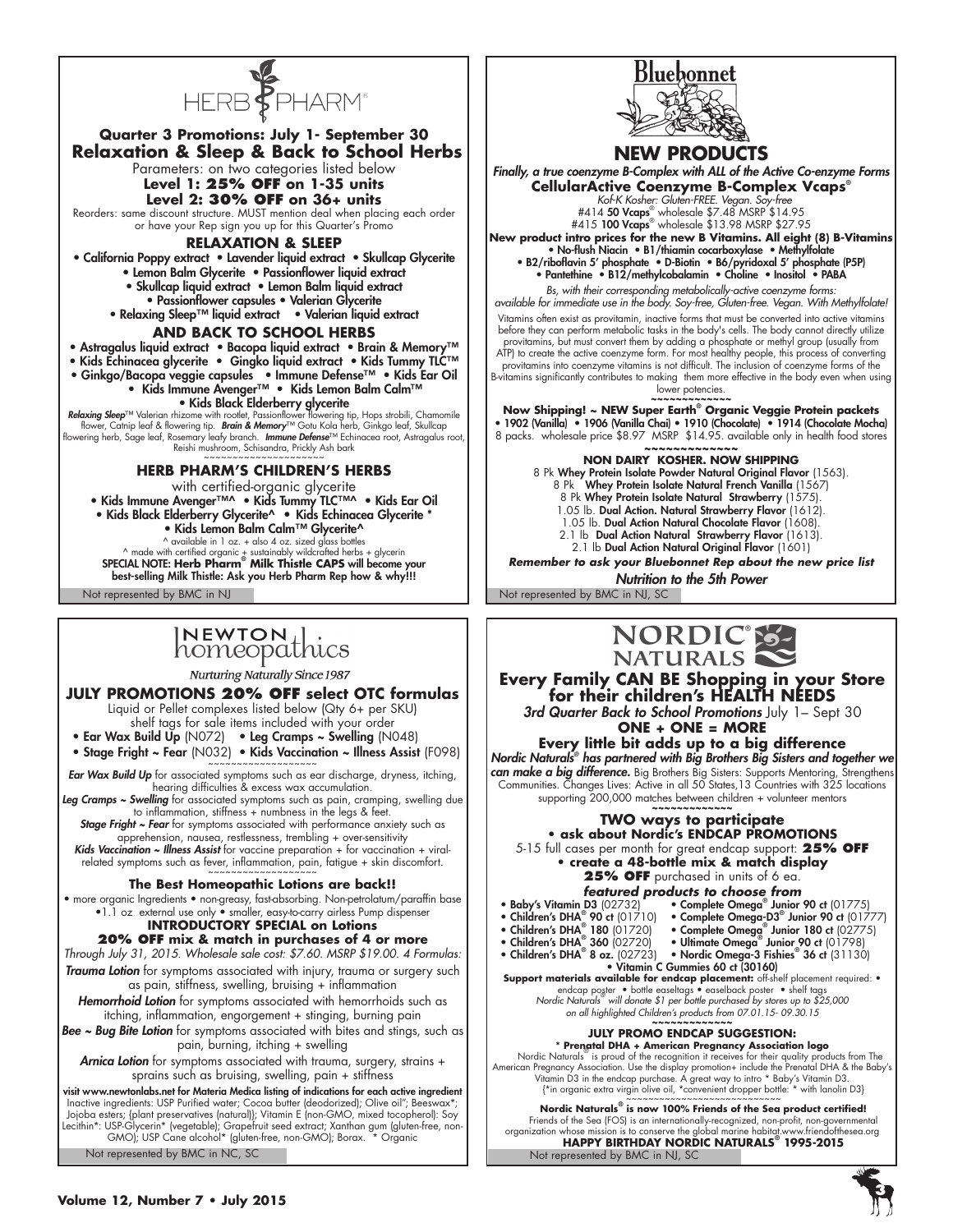# HERB PHARM

**Quarter 3 Promotions: July 1- September 30**

## Relaxation & Sleep & Back to School Herbs

Parameters: on two categories listed below

**Level 1: 25% OFF on 1-35 units**

**Level 2: 30% OFF on 36+ units**

Reorders: same discount structure. MUST mention deal when placing each order or have your Rep sign you up for this Quarter's Promo

### RELAXATION & SLEEP

- California Poppy extract • Lavender liquid extract • Skullcap Glycerite
- Lemon Balm Glycerite • Passionflower liquid extract
- Skullcap liquid extract • Lemon Balm liquid extract
- Passionflower capsules • Valerian Glycerite
- Relaxing Sleep™ liquid extract • Valerian liquid extract

### AND BACK TO SCHOOL HERBS

- Astragalus liquid extract • Bacopa liquid extract • Brain & Memory™
- Kids Echinacea glycerite • Gingko liquid extract • Kids Tummy TLC™
- Ginkgo/Bacopa veggie capsules • Immune Defense™ • Kids Ear Oil
- Kids Immune Avenger™ • Kids Lemon Balm Calm™
- Kids Black Elderberry glycerite

***Relaxing Sleep***™ Valerian rhizome with rootlet, Passionflower flowering tip, Hops strobili, Chamomile flower, Catnip leaf & flowering tip. ***Brain & Memory***™ Gotu Kola herb, Ginkgo leaf, Skullcap flowering herb, Sage leaf, Rosemary leafy branch. ***Immune Defense***™ Echinacea root, Astragalus root, Reishi mushroom, Schisandra, Prickly Ash bark

### HERB PHARM'S CHILDREN'S HERBS

with certified-organic glycerite

- Kids Immune Avenger™^ • Kids Tummy TLC™^ • Kids Ear Oil
- Kids Black Elderberry Glycerite^ • Kids Echinacea Glycerite *
- Kids Lemon Balm Calm™ Glycerite^

^ available in 1 oz. + also 4 oz. sized glass bottles
^ made with certified organic + sustainably wildcrafted herbs + glycerin

**SPECIAL NOTE: Herb Pharm® Milk Thistle CAPS will become your best-selling Milk Thistle: Ask you Herb Pharm Rep how & why!!!**

Not represented by BMC in NJ

# Bluebonnet

## NEW PRODUCTS

*Finally, a true coenzyme B-Complex with ALL of the Active Co-enzyme Forms*

**CellularActive Coenzyme B-Complex Vcaps®**

*Kof-K Kosher: Gluten-FREE. Vegan. Soy-free*

#414 **50 Vcaps®** wholesale $7.48 MSRP $14.95
#415 **100 Vcaps®** wholesale $13.98 MSRP $27.95

**New product intro prices for the new B Vitamins. All eight (8) B-Vitamins**

- No-flush Niacin • B1/thiamin cocarboxylase • Methylfolate
- B2/riboflavin 5' phosphate • D-Biotin • B6/pyridoxal 5' phosphate (P5P)
- Pantethine • B12/methylcobalamin • Choline • Inositol • PABA

*Bs, with their corresponding metabolically-active coenzyme forms: available for immediate use in the body. Soy-free, Gluten-free. Vegan. With Methylfolate!*

Vitamins often exist as provitamin, inactive forms that must be converted into active vitamins before they can perform metabolic tasks in the body's cells. The body cannot directly utilize provitamins, but must convert them by adding a phosphate or methyl group (usually from ATP) to create the active coenzyme form. For most healthy people, this process of converting provitamins into coenzyme vitamins is not difficult. The inclusion of coenzyme forms of the B-vitamins significantly contributes to making them more effective in the body even when using lower potencies.

**Now Shipping! ~ NEW Super Earth® Organic Veggie Protein packets**

• 1902 (Vanilla) • 1906 (Vanilla Chai) • 1910 (Chocolate) • 1914 (Chocolate Mocha)
8 packs. wholesale price $8.97 MSRP $14.95. available only in health food stores

### NON DAIRY KOSHER. NOW SHIPPING

8 Pk **Whey Protein Isolate Powder Natural Original Flavor** (1563).
8 Pk **Whey Protein Isolate Natural French Vanilla** (1567)
8 Pk **Whey Protein Isolate Natural Strawberry** (1575).
1.05 lb. **Dual Action. Natural Strawberry Flavor** (1612).
1.05 lb. **Dual Action Natural Chocolate Flavor** (1608).
2.1 lb **Dual Action Natural Strawberry Flavor** (1613).
2.1 lb **Dual Action Natural Original Flavor** (1601)

***Remember to ask your Bluebonnet Rep about the new price list***

*Nutrition to the 5th Power*

Not represented by BMC in NJ, SC

# NEWTON homeopathics

*Nurturing Naturally Since 1987*

### JULY PROMOTIONS 20% OFF select OTC formulas

Liquid or Pellet complexes listed below (Qty 6+ per SKU)
shelf tags for sale items included with your order

- **Ear Wax Build Up** (N072) • **Leg Cramps ~ Swelling** (N048)
- **Stage Fright ~ Fear** (N032) • **Kids Vaccination ~ Illness Assist** (F098)

***Ear Wax Build Up*** for associated symptoms such as ear discharge, dryness, itching, hearing difficulties & excess wax accumulation.
***Leg Cramps ~ Swelling*** for associated symptoms such as pain, cramping, swelling due to inflammation, stiffness + numbness in the legs & feet.
***Stage Fright ~ Fear*** for symptoms associated with performance anxiety such as apprehension, nausea, restlessness, trembling + over-sensitivity
***Kids Vaccination ~ Illness Assist*** for vaccine preparation + for vaccination + viral-related symptoms such as fever, inflammation, pain, fatigue + skin discomfort.

**The Best Homeopathic Lotions are back!!**

• more organic Ingredients • non-greasy, fast-absorbing. Non-petrolatum/paraffin base
•1.1 oz external use only • smaller, easy-to-carry airless Pump dispenser

**INTRODUCTORY SPECIAL on Lotions**
**20% OFF mix & match in purchases of 4 or more**

*Through July 31, 2015. Wholesale sale cost: $7.60. MSRP $19.00. 4 Formulas:*

***Trauma Lotion*** for symptoms associated with injury, trauma or surgery such as pain, stiffness, swelling, bruising + inflammation
***Hemorrhoid Lotion*** for symptoms associated with hemorrhoids such as itching, inflammation, engorgement + stinging, burning pain
***Bee ~ Bug Bite Lotion*** for symptoms associated with bites and stings, such as pain, burning, itching + swelling
***Arnica Lotion*** for symptoms associated with trauma, surgery, strains + sprains such as bruising, swelling, pain + stiffness

**visit www.newtonlabs.net for Materia Medica listing of indications for each active ingredient**
Inactive ingredients: USP Purified water; Cocoa butter (deodorized); Olive oil*; Beeswax*; Jojoba esters; (plant preservatives (natural)); Vitamin E (non-GMO, mixed tocopherol): Soy Lecithin*: USP-Glycerin* (vegetable); Grapefruit seed extract; Xanthan gum (gluten-free, non-GMO); USP Cane alcohol* (gluten-free, non-GMO); Borax. * Organic

Not represented by BMC in NC, SC

# NORDIC® NATURALS

## Every Family CAN BE Shopping in your Store for their children's HEALTH NEEDS

***3rd Quarter Back to School Promotions*** July 1– Sept 30

**ONE + ONE = MORE**

**Every little bit adds up to a big difference**

***Nordic Naturals® has partnered with Big Brothers Big Sisters and together we can make a big difference.*** Big Brothers Big Sisters: Supports Mentoring, Strengthens Communities. Changes Lives: Active in all 50 States,13 Countries with 325 locations supporting 200,000 matches between children + volunteer mentors

### TWO ways to participate

**• ask about Nordic's ENDCAP PROMOTIONS**

5-15 full cases per month for great endcap support: **25% OFF**

**• create a 48-bottle mix & match display**

**25% OFF** purchased in units of 6 ea.

***featured products to choose from***

- Baby's Vitamin D3 (02732)
- Children's DHA® 90 ct (01710)
- Children's DHA® 180 (01720)
- Children's DHA® 360 (02720)
- Children's DHA® 8 oz. (02723)
- Complete Omega® Junior 90 ct (01775)
- Complete Omega-D3® Junior 90 ct (01777)
- Complete Omega® Junior 180 ct (02775)
- Ultimate Omega® Junior 90 ct (01798)
- Nordic Omega-3 Fishies® 36 ct (31130)
- Vitamin C Gummies 60 ct (30160)

**Support materials available for endcap placement:** off-shelf placement required: • endcap poster • bottle easeltags • easelback poster • shelf tags

*Nordic Naturals® will donate $1 per bottle purchased by stores up to $25,000 on all highlighted Children's products from 07.01.15- 09.30.15*

**JULY PROMO ENDCAP SUGGESTION:**

**\* Prenatal DHA + American Pregnancy Association logo**

Nordic Naturals® is proud of the recognition it receives for their quality products from The American Pregnancy Association. Use the display promotion+ include the Prenatal DHA & the Baby's Vitamin D3 in the endcap purchase. A great way to intro * Baby's Vitamin D3.
{*in organic extra virgin olive oil, *convenient dropper bottle: * with lanolin D3}

**Nordic Naturals® is now 100% Friends of the Sea product certified!**

Friends of the Sea (FOS) is an internationally-recognized, non-profit, non-governmental organization whose mission is to conserve the global marine habitat.www.friendofthesea.org

**HAPPY BIRTHDAY NORDIC NATURALS® 1995-2015**

Not represented by BMC in NJ, SC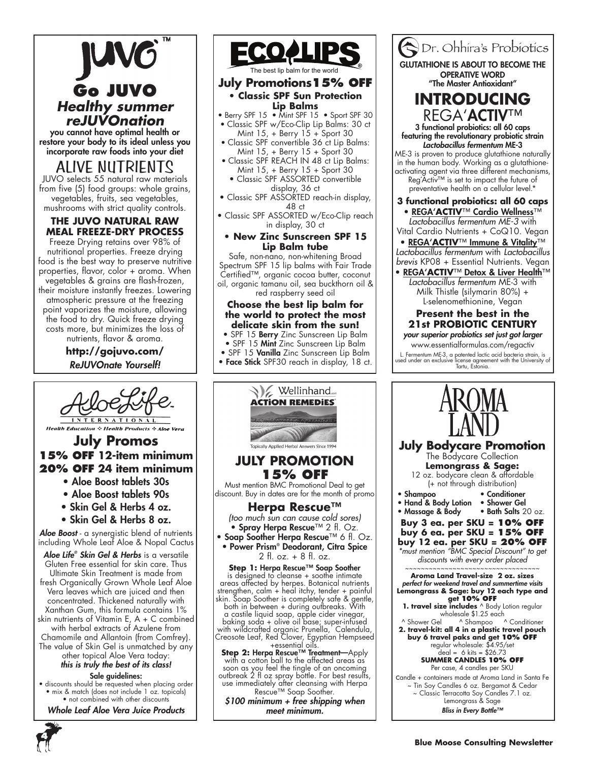# JUVO™

## Go JUVO

### *Healthy summer reJUVOnation*

**you cannot have optimal health or restore your body to its ideal unless you incorporate raw foods into your diet**

### ALIVE NUTRIENTS

JUVO selects 55 natural raw materials from five (5) food groups: whole grains, vegetables, fruits, sea vegetables, mushrooms with strict quality controls.

**THE JUVO NATURAL RAW MEAL FREEZE-DRY PROCESS**

Freeze Drying retains over 98% of nutritional properties. Freeze drying food is the best way to preserve nutritive properties, flavor, color + aroma. When vegetables & grains are flash-frozen, their moisture instantly freezes. Lowering atmospheric pressure at the freezing point vaporizes the moisture, allowing the food to dry. Quick freeze drying costs more, but minimizes the loss of nutrients, flavor & aroma.

**http://gojuvo.com/**

*ReJUVOnate Yourself!*

---

# ECOLIPS®

The best lip balm for the world

## July Promotions 15% OFF

- **Classic SPF Sun Protection Lip Balms**
- Berry SPF 15 • Mint SPF 15 • Sport SPF 30
- Classic SPF w/Eco-Clip Lip Balms: 30 ct Mint 15, + Berry 15 + Sport 30
- Classic SPF convertible 36 ct Lip Balms: Mint 15, + Berry 15 + Sport 30
- Classic SPF REACH IN 48 ct Lip Balms: Mint 15, + Berry 15 + Sport 30
- Classic SPF ASSORTED convertible display, 36 ct
- Classic SPF ASSORTED reach-in display, 48 ct
- Classic SPF ASSORTED w/Eco-Clip reach in display, 30 ct
- **New Zinc Sunscreen SPF 15 Lip Balm tube**

Safe, non-nano, non-whitening Broad Spectrum SPF 15 lip balms with Fair Trade Certified™, organic cocoa butter, coconut oil, organic tamanu oil, sea buckthorn oil & red raspberry seed oil

**Choose the best lip balm for the world to protect the most delicate skin from the sun!**

- SPF 15 **Berry** Zinc Sunscreen Lip Balm
- SPF 15 **Mint** Zinc Sunscreen Lip Balm
- SPF 15 **Vanilla** Zinc Sunscreen Lip Balm
- **Face Stick** SPF30 reach in display, 18 ct.

---

# Dr. Ohhira's Probiotics

**GLUTATHIONE IS ABOUT TO BECOME THE OPERATIVE WORD "The Master Antioxidant"**

## INTRODUCING REGA'ACTIV™

**3 functional probiotics: all 60 caps featuring the revolutionary probiotic strain *Lactobacillus fermentum* ME-3**

ME-3 is proven to produce glutathione naturally in the human body. Working as a glutathione-activating agent via three different mechanisms, Reg'Activ™ is set to impact the future of preventative health on a cellular level.*

**3 functional probiotics: all 60 caps**

- **REGA'ACTIV™ Cardio Wellness™** *Lactobacillus fermentum ME-3* with Vital Cardio Nutrients + CoQ10. Vegan
- **REGA'ACTIV™ Immune & Vitality™** *Lactobacillus fermentum* with *Lactobacillus brevis* KP08 + Essential Nutrients. Vegan
- **REGA'ACTIV™ Detox & Liver Health™** *Lactobacillus fermentum* ME-3 with Milk Thistle (silymarin 80%) + L-selenomethionine, Vegan

**Present the best in the 21st PROBIOTIC CENTURY**

***your superior probiotics set just got larger***

www.essentialformulas.com/regactiv

L. Fermentum ME-3, a patented lactic acid bacteria strain, is used under an exclusive license agreement with the University of Tartu, Estonia.

---

# AloeLife™ INTERNATIONAL

Health Education ❖ Health Products ❖ Aloe Vera

## July Promos

**15% OFF 12-item minimum**
**20% OFF 24 item minimum**

- Aloe Boost tablets 30s
- Aloe Boost tablets 90s
- Skin Gel & Herbs 4 oz.
- Skin Gel & Herbs 8 oz.

***Aloe Boost*** - a synergistic blend of nutrients including Whole Leaf Aloe & Nopal Cactus

***Aloe Life® Skin Gel & Herbs*** is a versatile Gluten Free essential for skin care. Thus Ultimate Skin Treatment is made from fresh Organically Grown Whole Leaf Aloe Vera leaves which are juiced and then concentrated. Thickened naturally with Xanthan Gum, this formula contains 1% skin nutrients of Vitamin E, A + C combined with herbal extracts of Azulene from Chamomile and Allantoin (from Comfrey). The value of Skin Gel is unmatched by any other topical Aloe Vera today: ***this is truly the best of its class!***

**Sale guidelines:**

- discounts should be requested when placing order
- mix & match (does not include 1 oz. topicals)
- not combined with other discounts

***Whole Leaf Aloe Vera Juice Products***

---

# Wellinhand ACTION REMEDIES®

Topically Applied Herbal Answers Since 1994

## JULY PROMOTION 15% OFF

Must mention BMC Promotional Deal to get discount. Buy in dates are for the month of promo

### Herpa Rescue™

*(too much sun can cause cold sores)*

- **Spray Herpa Rescue**™ 2 fl. Oz.
- **Soap Soother Herpa Rescue**™ 6 fl. Oz.
- **Power Prism® Deodorant, Citra Spice** 2 fl. oz. + 8 fl. oz.

**Step 1: Herpa Rescue™ Soap Soother** is designed to cleanse + soothe intimate areas affected by herpes. Botanical nutrients strengthen, calm + heal itchy, tender + painful skin. Soap Soother is completely safe & gentle, both in between + during outbreaks. With a castile liquid soap, apple cider vinegar, baking soda + olive oil base; super-infused with wildcrafted organic Prunella, Calendula, Creosote Leaf, Red Clover, Egyptian Hempseed +essential oils.

**Step 2: Herpa Rescue™ Treatment—**Apply with a cotton ball to the affected areas as soon as you feel the tingle of an oncoming outbreak 2 fl oz spray bottle. For best results, use immediately after cleansing with Herpa Rescue™ Soap Soother.

***$100 minimum + free shipping when meet minimum.***

---

# AROMA LAND

## July Bodycare Promotion

The Bodycare Collection

**Lemongrass & Sage:**

12 oz. bodycare clean & affordable (+ not through distribution)

- Shampoo
- Conditioner
- Hand & Body Lotion
- Shower Gel
- Massage & Body
- Bath Salts 20 oz.

**Buy 3 ea. per SKU = 10% OFF**
**buy 6 ea. per SKU = 15% OFF**
**buy 12 ea. per SKU = 20% OFF**

*\*must mention "BMC Special Discount" to get discounts with every order placed*

~~~~~~~~~~~~~~~~~~~~~~~~~~~~~~~~

**Aroma Land Travel-size 2 oz. sizes**

***perfect for weekend travel and summertime visits***

**Lemongrass & Sage: buy 12 each type and get 10% OFF**

**1. travel size includes** ^ Body Lotion regular wholesale $1.25 each
^ Shower Gel ^ Shampoo ^ Conditioner

**2. travel-kit: all 4 in a plastic travel pouch buy 6 travel paks and get 10% OFF**
regular wholesale: $4.95/set
deal = 6 kits = $26.73

**SUMMER CANDLES 10% OFF**
Per case, 4 candles per SKU

Candle + containers made at Aroma Land in Santa Fe
~ Tin Soy Candles 6 oz. Bergamot & Cedar
~ Classic Terracotta Soy Candles 7.1 oz. Lemongrass & Sage

***Bliss in Every Bottle™***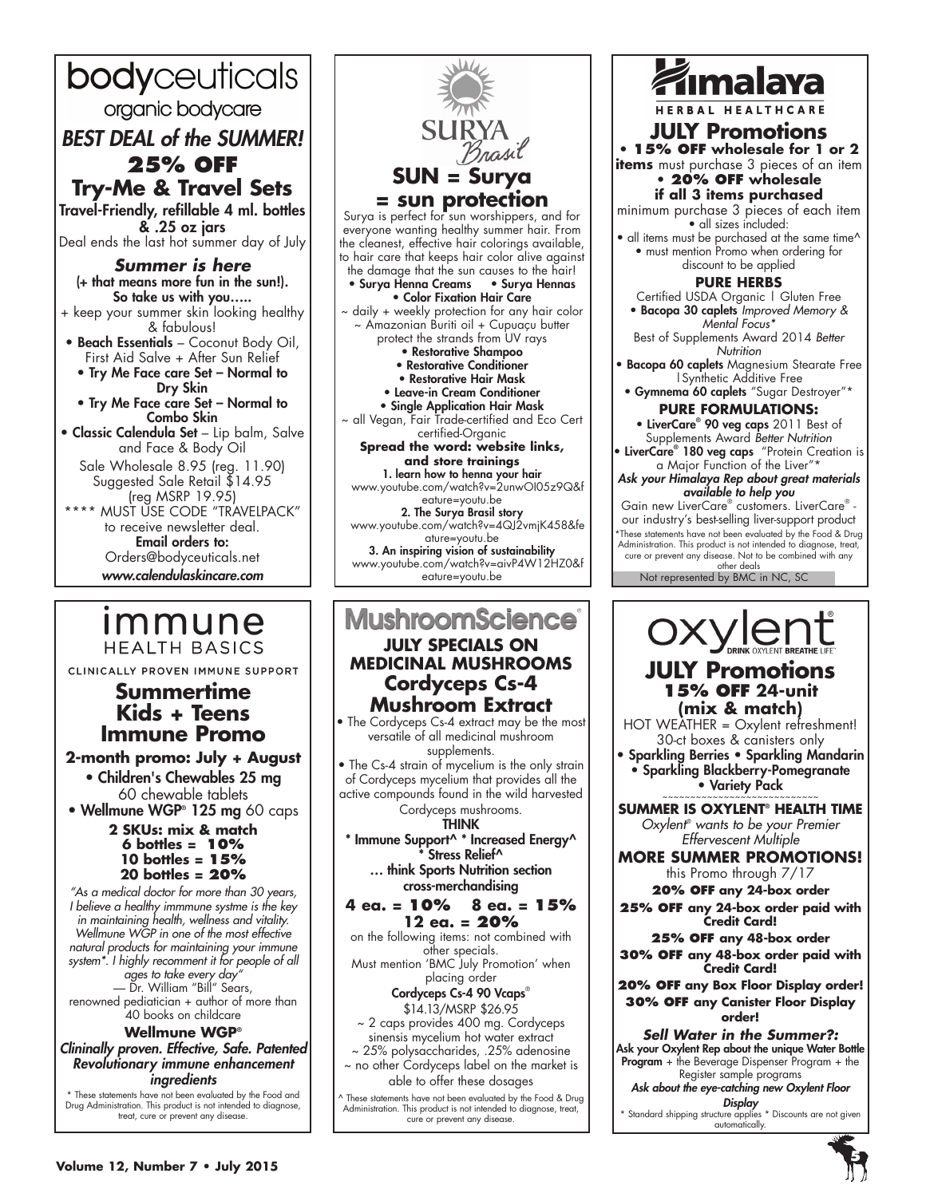# bodyceuticals

organic bodycare

## *BEST DEAL of the SUMMER!*

## 25% OFF

## Try-Me & Travel Sets

**Travel-Friendly, refillable 4 ml. bottles & .25 oz jars**

Deal ends the last hot summer day of July

### *Summer is here*

**(+ that means more fun in the sun!). So take us with you.....**

+ keep your summer skin looking healthy & fabulous!

- **Beach Essentials** – Coconut Body Oil, First Aid Salve + After Sun Relief
- **Try Me Face care Set – Normal to Dry Skin**
- **Try Me Face care Set – Normal to Combo Skin**
- **Classic Calendula Set** – Lip balm, Salve and Face & Body Oil

Sale Wholesale 8.95 (reg. 11.90)
Suggested Sale Retail $14.95 (reg MSRP 19.95)

**** MUST USE CODE "TRAVELPACK" to receive newsletter deal.

**Email orders to:**
Orders@bodyceuticals.net

***www.calendulaskincare.com***

---

# SURYA Brasil

## SUN = Surya = sun protection

Surya is perfect for sun worshippers, and for everyone wanting healthy summer hair. From the cleanest, effective hair colorings available, to hair care that keeps hair color alive against the damage that the sun causes to the hair!

- **Surya Henna Creams**
- **Surya Hennas**
- **Color Fixation Hair Care**

~ daily + weekly protection for any hair color
~ Amazonian Buriti oil + Cupuaçu butter protect the strands from UV rays

- **Restorative Shampoo**
- **Restorative Conditioner**
- **Restorative Hair Mask**
- **Leave-in Cream Conditioner**
- **Single Application Hair Mask**

~ all Vegan, Fair Trade-certified and Eco Cert certified-Organic

**Spread the word: website links, and store trainings**

**1. learn how to henna your hair**
www.youtube.com/watch?v=2unwOI05z9Q&feature=youtu.be

**2. The Surya Brasil story**
www.youtube.com/watch?v=4QJ2vmjK458&feature=youtu.be

**3. An inspiring vision of sustainability**
www.youtube.com/watch?v=aivP4W12HZ0&feature=youtu.be

---

# Himalaya

HERBAL HEALTHCARE

## JULY Promotions

- **15% OFF wholesale for 1 or 2 items** must purchase 3 pieces of an item
- **20% OFF wholesale if all 3 items purchased**

minimum purchase 3 pieces of each item

- all sizes included:
- all items must be purchased at the same time^
- must mention Promo when ordering for discount to be applied

### PURE HERBS

Certified USDA Organic | Gluten Free

- **Bacopa 30 caplets** *Improved Memory & Mental Focus**

Best of Supplements Award 2014 *Better Nutrition*

- **Bacopa 60 caplets** Magnesium Stearate Free | Synthetic Additive Free
- **Gymnema 60 caplets** "Sugar Destroyer"*

### PURE FORMULATIONS:

- **LiverCare® 90 veg caps** 2011 Best of Supplements Award *Better Nutrition*
- **LiverCare® 180 veg caps** "Protein Creation is a Major Function of the Liver"*

***Ask your Himalaya Rep about great materials available to help you***

Gain new LiverCare® customers. LiverCare® - our industry's best-selling liver-support product

*These statements have not been evaluated by the Food & Drug Administration. This product is not intended to diagnose, treat, cure or prevent any disease. Not to be combined with any other deals

Not represented by BMC in NC, SC

---

# immune HEALTH BASICS

CLINICALLY PROVEN IMMUNE SUPPORT

## Summertime Kids + Teens Immune Promo

**2-month promo: July + August**

- **Children's Chewables 25 mg** 60 chewable tablets
- **Wellmune WGP® 125 mg** 60 caps

**2 SKUs: mix & match**
**6 bottles = 10%**
**10 bottles = 15%**
**20 bottles = 20%**

*"As a medical doctor for more than 30 years, I believe a healthy immmune systme is the key in maintaining health, wellness and vitality. Wellmune WGP in one of the most effective natural products for maintaining your immune system*. I highly recomment it for people of all ages to take every day"*

— Dr. William "Bill" Sears, renowned pediatrician + author of more than 40 books on childcare

**Wellmune WGP®**

***Clininally proven. Effective, Safe. Patented Revolutionary immune enhancement ingredients***

* These statements have not been evaluated by the Food and Drug Administration. This product is not intended to diagnose, treat, cure or prevent any disease.

---

# MushroomScience®

## JULY SPECIALS ON MEDICINAL MUSHROOMS

## Cordyceps Cs-4 Mushroom Extract

- The Cordyceps Cs-4 extract may be the most versatile of all medicinal mushroom supplements.
- The Cs-4 strain of mycelium is the only strain of Cordyceps mycelium that provides all the active compounds found in the wild harvested Cordyceps mushrooms.

**THINK**

**\* Immune Support^ \* Increased Energy^ \* Stress Relief^**

**... think Sports Nutrition section cross-merchandising**

**4 ea. = 10%   8 ea. = 15%   12 ea. = 20%**

on the following items: not combined with other specials.
Must mention 'BMC July Promotion' when placing order

**Cordyceps Cs-4 90 Vcaps®**
$14.13/MSRP $26.95

~ 2 caps provides 400 mg. Cordyceps sinensis mycelium hot water extract
~ 25% polysaccharides, .25% adenosine
~ no other Cordyceps label on the market is able to offer these dosages

^ These statements have not been evaluated by the Food & Drug Administration. This product is not intended to diagnose, treat, cure or prevent any disease.

---

# oxylent®

DRINK OXYLENT BREATHE LIFE™

## JULY Promotions

### 15% OFF 24-unit (mix & match)

HOT WEATHER = Oxylent refreshment!
30-ct boxes & canisters only

- **Sparkling Berries**
- **Sparkling Mandarin**
- **Sparkling Blackberry-Pomegranate**
- **Variety Pack**

### SUMMER IS OXYLENT® HEALTH TIME

*Oxylent® wants to be your Premier Effervescent Multiple*

### MORE SUMMER PROMOTIONS!

this Promo through 7/17

**20% OFF any 24-box order**

**25% OFF any 24-box order paid with Credit Card!**

**25% OFF any 48-box order**

**30% OFF any 48-box order paid with Credit Card!**

**20% OFF any Box Floor Display order!**

**30% OFF any Canister Floor Display order!**

***Sell Water in the Summer?:***

**Ask your Oxylent Rep about the unique Water Bottle Program** + the Beverage Dispenser Program + the Register sample programs

***Ask about the eye-catching new Oxylent Floor Display***

* Standard shipping structure applies * Discounts are not given automatically.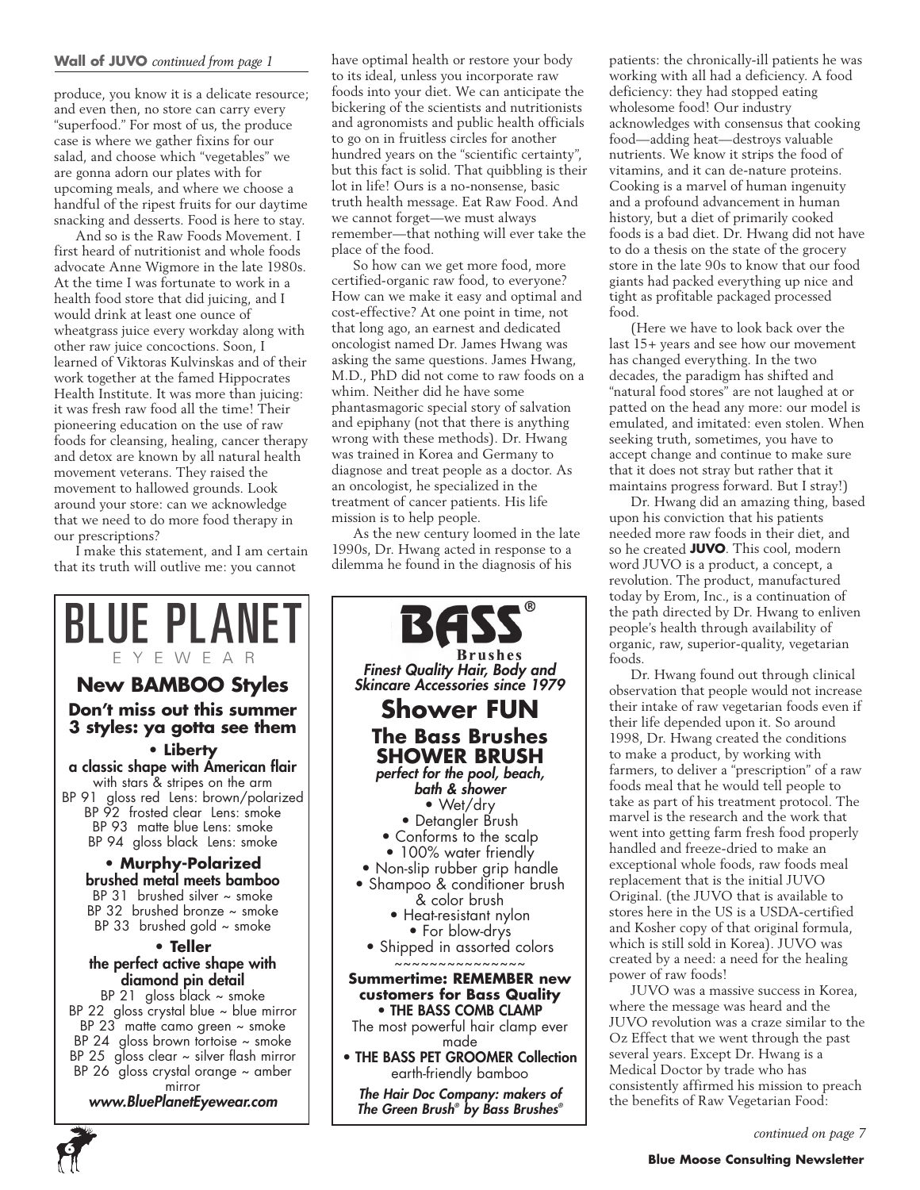**Wall of JUVO** *continued from page 1*

produce, you know it is a delicate resource; and even then, no store can carry every "superfood." For most of us, the produce case is where we gather fixins for our salad, and choose which "vegetables" we are gonna adorn our plates with for upcoming meals, and where we choose a handful of the ripest fruits for our daytime snacking and desserts. Food is here to stay.

And so is the Raw Foods Movement. I first heard of nutritionist and whole foods advocate Anne Wigmore in the late 1980s. At the time I was fortunate to work in a health food store that did juicing, and I would drink at least one ounce of wheatgrass juice every workday along with other raw juice concoctions. Soon, I learned of Viktoras Kulvinskas and of their work together at the famed Hippocrates Health Institute. It was more than juicing: it was fresh raw food all the time! Their pioneering education on the use of raw foods for cleansing, healing, cancer therapy and detox are known by all natural health movement veterans. They raised the movement to hallowed grounds. Look around your store: can we acknowledge that we need to do more food therapy in our prescriptions?

I make this statement, and I am certain that its truth will outlive me: you cannot have optimal health or restore your body to its ideal, unless you incorporate raw foods into your diet. We can anticipate the bickering of the scientists and nutritionists and agronomists and public health officials to go on in fruitless circles for another hundred years on the "scientific certainty", but this fact is solid. That quibbling is their lot in life! Ours is a no-nonsense, basic truth health message. Eat Raw Food. And we cannot forget—we must always remember—that nothing will ever take the place of the food.

So how can we get more food, more certified-organic raw food, to everyone? How can we make it easy and optimal and cost-effective? At one point in time, not that long ago, an earnest and dedicated oncologist named Dr. James Hwang was asking the same questions. James Hwang, M.D., PhD did not come to raw foods on a whim. Neither did he have some phantasmagoric special story of salvation and epiphany (not that there is anything wrong with these methods). Dr. Hwang was trained in Korea and Germany to diagnose and treat people as a doctor. As an oncologist, he specialized in the treatment of cancer patients. His life mission is to help people.

As the new century loomed in the late 1990s, Dr. Hwang acted in response to a dilemma he found in the diagnosis of his patients: the chronically-ill patients he was working with all had a deficiency. A food deficiency: they had stopped eating wholesome food! Our industry acknowledges with consensus that cooking food—adding heat—destroys valuable nutrients. We know it strips the food of vitamins, and it can de-nature proteins. Cooking is a marvel of human ingenuity and a profound advancement in human history, but a diet of primarily cooked foods is a bad diet. Dr. Hwang did not have to do a thesis on the state of the grocery store in the late 90s to know that our food giants had packed everything up nice and tight as profitable packaged processed food.

(Here we have to look back over the last 15+ years and see how our movement has changed everything. In the two decades, the paradigm has shifted and "natural food stores" are not laughed at or patted on the head any more: our model is emulated, and imitated: even stolen. When seeking truth, sometimes, you have to accept change and continue to make sure that it does not stray but rather that it maintains progress forward. But I stray!)

Dr. Hwang did an amazing thing, based upon his conviction that his patients needed more raw foods in their diet, and so he created **JUVO**. This cool, modern word JUVO is a product, a concept, a revolution. The product, manufactured today by Erom, Inc., is a continuation of the path directed by Dr. Hwang to enliven people's health through availability of organic, raw, superior-quality, vegetarian foods.

Dr. Hwang found out through clinical observation that people would not increase their intake of raw vegetarian foods even if their life depended upon it. So around 1998, Dr. Hwang created the conditions to make a product, by working with farmers, to deliver a "prescription" of a raw foods meal that he would tell people to take as part of his treatment protocol. The marvel is the research and the work that went into getting farm fresh food properly handled and freeze-dried to make an exceptional whole foods, raw foods meal replacement that is the initial JUVO Original. (the JUVO that is available to stores here in the US is a USDA-certified and Kosher copy of that original formula, which is still sold in Korea). JUVO was created by a need: a need for the healing power of raw foods!

JUVO was a massive success in Korea, where the message was heard and the JUVO revolution was a craze similar to the Oz Effect that we went through the past several years. Except Dr. Hwang is a Medical Doctor by trade who has consistently affirmed his mission to preach the benefits of Raw Vegetarian Food:

*continued on page 7*

---

# BLUE PLANET
EYEWEAR

## New BAMBOO Styles

**Don't miss out this summer**
**3 styles: ya gotta see them**

**• Liberty**
**a classic shape with American flair**
with stars & stripes on the arm
BP 91 gloss red Lens: brown/polarized
BP 92 frosted clear Lens: smoke
BP 93 matte blue Lens: smoke
BP 94 gloss black Lens: smoke

**• Murphy-Polarized**
**brushed metal meets bamboo**
BP 31 brushed silver ~ smoke
BP 32 brushed bronze ~ smoke
BP 33 brushed gold ~ smoke

**• Teller**
**the perfect active shape with diamond pin detail**
BP 21 gloss black ~ smoke
BP 22 gloss crystal blue ~ blue mirror
BP 23 matte camo green ~ smoke
BP 24 gloss brown tortoise ~ smoke
BP 25 gloss clear ~ silver flash mirror
BP 26 gloss crystal orange ~ amber mirror

***www.BluePlanetEyewear.com***

---

# BASS®
**Brushes**

***Finest Quality Hair, Body and Skincare Accessories since 1979***

## Shower FUN

**The Bass Brushes SHOWER BRUSH**
***perfect for the pool, beach, bath & shower***
- Wet/dry
- Detangler Brush
- Conforms to the scalp
- 100% water friendly
- Non-slip rubber grip handle
- Shampoo & conditioner brush & color brush
- Heat-resistant nylon
- For blow-drys
- Shipped in assorted colors

~~~~~~~~~~~~~~~

**Summertime: REMEMBER new customers for Bass Quality**

**• THE BASS COMB CLAMP**
The most powerful hair clamp ever made

**• THE BASS PET GROOMER Collection**
earth-friendly bamboo

***The Hair Doc Company: makers of The Green Brush® by Bass Brushes®***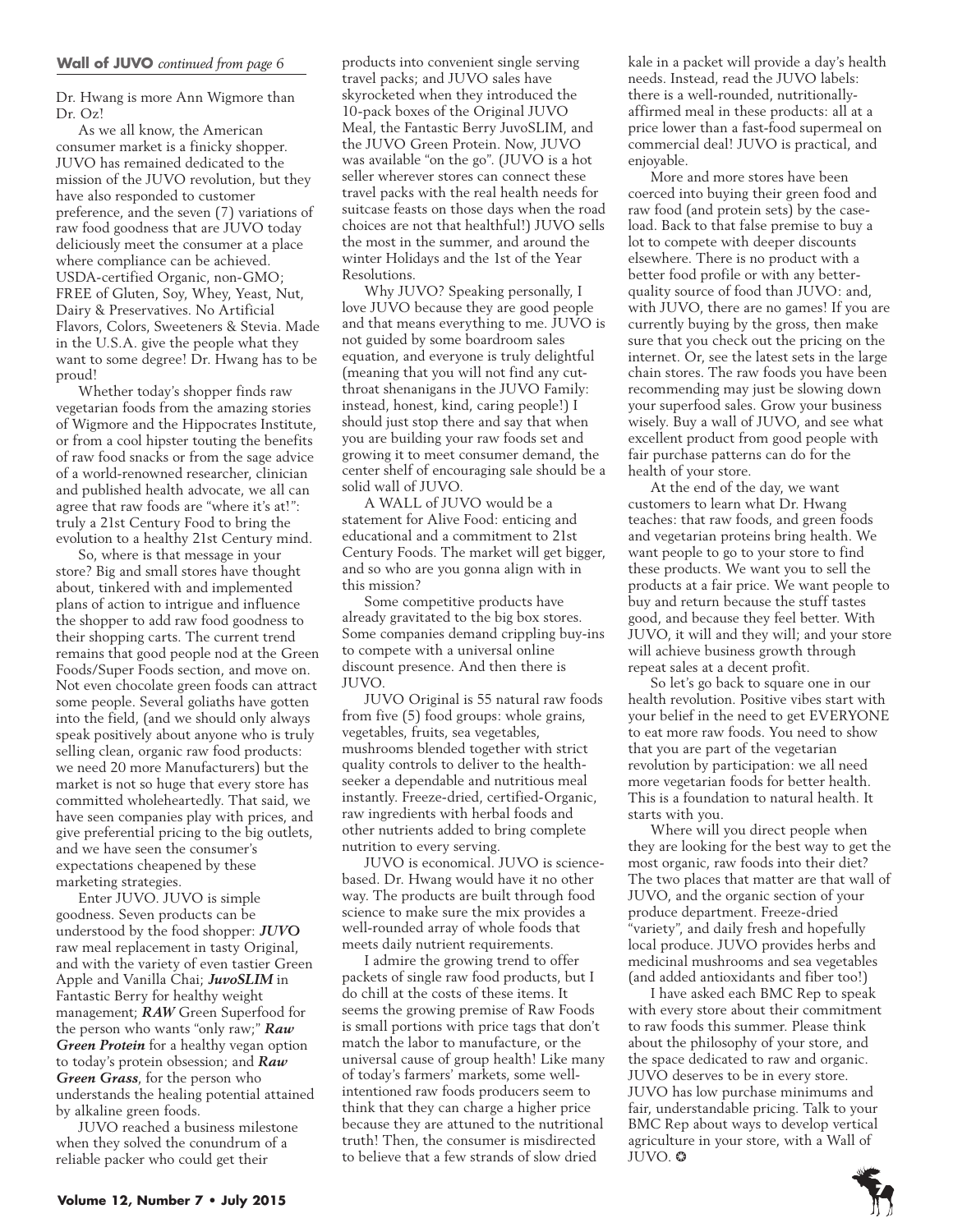**Wall of JUVO** *continued from page 6*

Dr. Hwang is more Ann Wigmore than Dr. Oz!

As we all know, the American consumer market is a finicky shopper. JUVO has remained dedicated to the mission of the JUVO revolution, but they have also responded to customer preference, and the seven (7) variations of raw food goodness that are JUVO today deliciously meet the consumer at a place where compliance can be achieved. USDA-certified Organic, non-GMO; FREE of Gluten, Soy, Whey, Yeast, Nut, Dairy & Preservatives. No Artificial Flavors, Colors, Sweeteners & Stevia. Made in the U.S.A. give the people what they want to some degree! Dr. Hwang has to be proud!

Whether today's shopper finds raw vegetarian foods from the amazing stories of Wigmore and the Hippocrates Institute, or from a cool hipster touting the benefits of raw food snacks or from the sage advice of a world-renowned researcher, clinician and published health advocate, we all can agree that raw foods are "where it's at!": truly a 21st Century Food to bring the evolution to a healthy 21st Century mind.

So, where is that message in your store? Big and small stores have thought about, tinkered with and implemented plans of action to intrigue and influence the shopper to add raw food goodness to their shopping carts. The current trend remains that good people nod at the Green Foods/Super Foods section, and move on. Not even chocolate green foods can attract some people. Several goliaths have gotten into the field, (and we should only always speak positively about anyone who is truly selling clean, organic raw food products: we need 20 more Manufacturers) but the market is not so huge that every store has committed wholeheartedly. That said, we have seen companies play with prices, and give preferential pricing to the big outlets, and we have seen the consumer's expectations cheapened by these marketing strategies.

Enter JUVO. JUVO is simple goodness. Seven products can be understood by the food shopper: ***JUVO*** raw meal replacement in tasty Original, and with the variety of even tastier Green Apple and Vanilla Chai; ***JuvoSLIM*** in Fantastic Berry for healthy weight management; ***RAW*** Green Superfood for the person who wants "only raw;" ***Raw Green Protein*** for a healthy vegan option to today's protein obsession; and ***Raw Green Grass***, for the person who understands the healing potential attained by alkaline green foods.

JUVO reached a business milestone when they solved the conundrum of a reliable packer who could get their products into convenient single serving travel packs; and JUVO sales have skyrocketed when they introduced the 10-pack boxes of the Original JUVO Meal, the Fantastic Berry JuvoSLIM, and the JUVO Green Protein. Now, JUVO was available "on the go". (JUVO is a hot seller wherever stores can connect these travel packs with the real health needs for suitcase feasts on those days when the road choices are not that healthful!) JUVO sells the most in the summer, and around the winter Holidays and the 1st of the Year Resolutions.

Why JUVO? Speaking personally, I love JUVO because they are good people and that means everything to me. JUVO is not guided by some boardroom sales equation, and everyone is truly delightful (meaning that you will not find any cut-throat shenanigans in the JUVO Family: instead, honest, kind, caring people!) I should just stop there and say that when you are building your raw foods set and growing it to meet consumer demand, the center shelf of encouraging sale should be a solid wall of JUVO.

A WALL of JUVO would be a statement for Alive Food: enticing and educational and a commitment to 21st Century Foods. The market will get bigger, and so who are you gonna align with in this mission?

Some competitive products have already gravitated to the big box stores. Some companies demand crippling buy-ins to compete with a universal online discount presence. And then there is JUVO.

JUVO Original is 55 natural raw foods from five (5) food groups: whole grains, vegetables, fruits, sea vegetables, mushrooms blended together with strict quality controls to deliver to the health-seeker a dependable and nutritious meal instantly. Freeze-dried, certified-Organic, raw ingredients with herbal foods and other nutrients added to bring complete nutrition to every serving.

JUVO is economical. JUVO is science-based. Dr. Hwang would have it no other way. The products are built through food science to make sure the mix provides a well-rounded array of whole foods that meets daily nutrient requirements.

I admire the growing trend to offer packets of single raw food products, but I do chill at the costs of these items. It seems the growing premise of Raw Foods is small portions with price tags that don't match the labor to manufacture, or the universal cause of group health! Like many of today's farmers' markets, some well-intentioned raw foods producers seem to think that they can charge a higher price because they are attuned to the nutritional truth! Then, the consumer is misdirected to believe that a few strands of slow dried kale in a packet will provide a day's health needs. Instead, read the JUVO labels: there is a well-rounded, nutritionally-affirmed meal in these products: all at a price lower than a fast-food supermeal on commercial deal! JUVO is practical, and enjoyable.

More and more stores have been coerced into buying their green food and raw food (and protein sets) by the case-load. Back to that false premise to buy a lot to compete with deeper discounts elsewhere. There is no product with a better food profile or with any better-quality source of food than JUVO: and, with JUVO, there are no games! If you are currently buying by the gross, then make sure that you check out the pricing on the internet. Or, see the latest sets in the large chain stores. The raw foods you have been recommending may just be slowing down your superfood sales. Grow your business wisely. Buy a wall of JUVO, and see what excellent product from good people with fair purchase patterns can do for the health of your store.

At the end of the day, we want customers to learn what Dr. Hwang teaches: that raw foods, and green foods and vegetarian proteins bring health. We want people to go to your store to find these products. We want you to sell the products at a fair price. We want people to buy and return because the stuff tastes good, and because they feel better. With JUVO, it will and they will; and your store will achieve business growth through repeat sales at a decent profit.

So let's go back to square one in our health revolution. Positive vibes start with your belief in the need to get EVERYONE to eat more raw foods. You need to show that you are part of the vegetarian revolution by participation: we all need more vegetarian foods for better health. This is a foundation to natural health. It starts with you.

Where will you direct people when they are looking for the best way to get the most organic, raw foods into their diet? The two places that matter are that wall of JUVO, and the organic section of your produce department. Freeze-dried "variety", and daily fresh and hopefully local produce. JUVO provides herbs and medicinal mushrooms and sea vegetables (and added antioxidants and fiber too!)

I have asked each BMC Rep to speak with every store about their commitment to raw foods this summer. Please think about the philosophy of your store, and the space dedicated to raw and organic. JUVO deserves to be in every store. JUVO has low purchase minimums and fair, understandable pricing. Talk to your BMC Rep about ways to develop vertical agriculture in your store, with a Wall of JUVO. ❂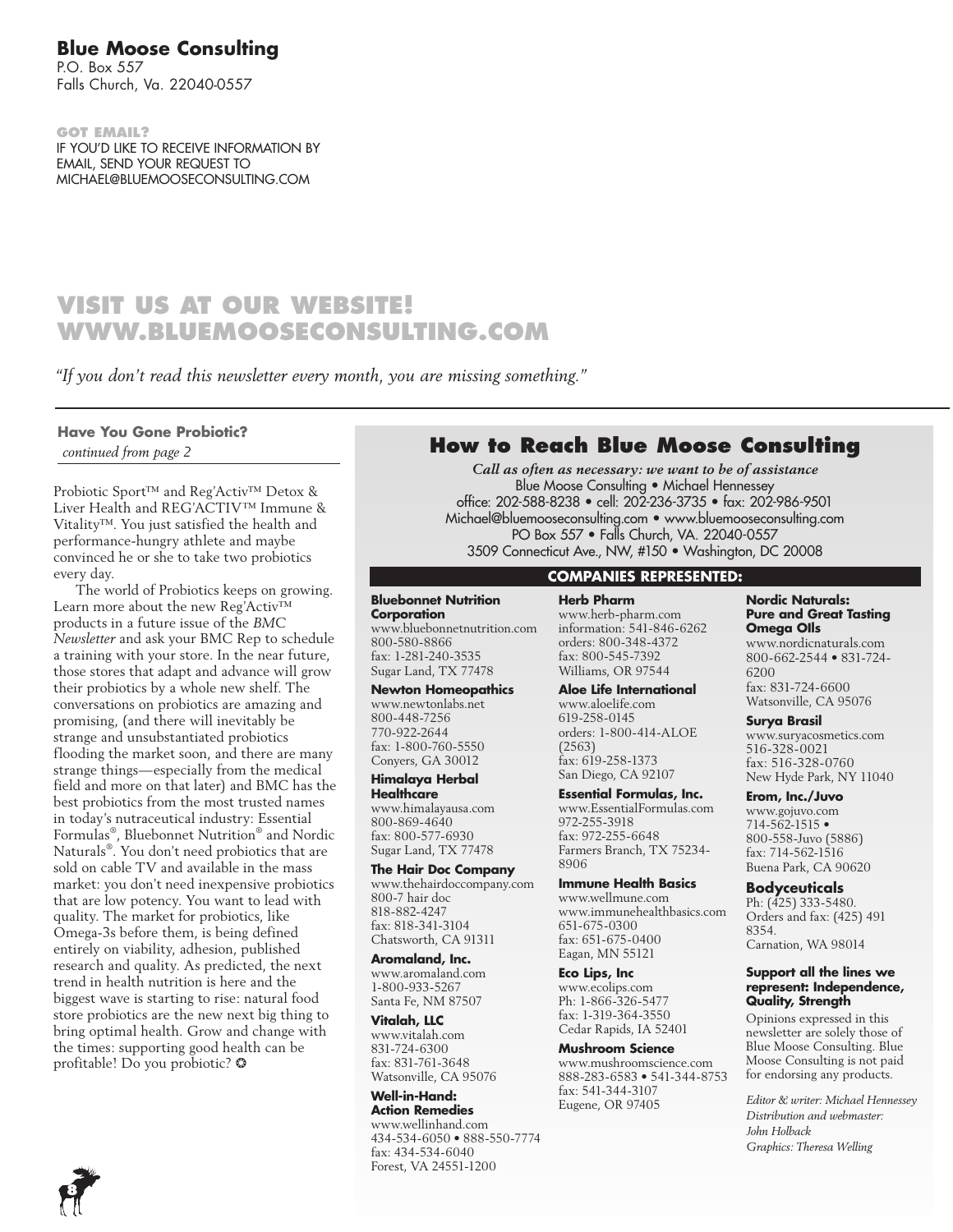**Blue Moose Consulting**
P.O. Box 557
Falls Church, Va. 22040-0557

**GOT EMAIL?**
IF YOU'D LIKE TO RECEIVE INFORMATION BY EMAIL, SEND YOUR REQUEST TO MICHAEL@BLUEMOOSECONSULTING.COM

## VISIT US AT OUR WEBSITE! WWW.BLUEMOOSECONSULTING.COM

*"If you don't read this newsletter every month, you are missing something."*

### Have You Gone Probiotic?

*continued from page 2*

Probiotic Sport™ and Reg'Activ™ Detox & Liver Health and REG'ACTIV™ Immune & Vitality™. You just satisfied the health and performance-hungry athlete and maybe convinced he or she to take two probiotics every day.

The world of Probiotics keeps on growing. Learn more about the new Reg'Activ™ products in a future issue of the *BMC Newsletter* and ask your BMC Rep to schedule a training with your store. In the near future, those stores that adapt and advance will grow their probiotics by a whole new shelf. The conversations on probiotics are amazing and promising, (and there will inevitably be strange and unsubstantiated probiotics flooding the market soon, and there are many strange things—especially from the medical field and more on that later) and BMC has the best probiotics from the most trusted names in today's nutraceutical industry: Essential Formulas®, Bluebonnet Nutrition® and Nordic Naturals®. You don't need probiotics that are sold on cable TV and available in the mass market: you don't need inexpensive probiotics that are low potency. You want to lead with quality. The market for probiotics, like Omega-3s before them, is being defined entirely on viability, adhesion, published research and quality. As predicted, the next trend in health nutrition is here and the biggest wave is starting to rise: natural food store probiotics are the new next big thing to bring optimal health. Grow and change with the times: supporting good health can be profitable! Do you probiotic? ❂

## How to Reach Blue Moose Consulting

***Call as often as necessary: we want to be of assistance***
Blue Moose Consulting • Michael Hennessey
office: 202-588-8238 • cell: 202-236-3735 • fax: 202-986-9501
Michael@bluemooseconsulting.com • www.bluemooseconsulting.com
PO Box 557 • Falls Church, VA. 22040-0557
3509 Connecticut Ave., NW, #150 • Washington, DC 20008

### COMPANIES REPRESENTED:

**Bluebonnet Nutrition Corporation**
www.bluebonnetnutrition.com
800-580-8866
fax: 1-281-240-3535
Sugar Land, TX 77478

**Newton Homeopathics**
www.newtonlabs.net
800-448-7256
770-922-2644
fax: 1-800-760-5550
Conyers, GA 30012

**Himalaya Herbal Healthcare**
www.himalayausa.com
800-869-4640
fax: 800-577-6930
Sugar Land, TX 77478

**The Hair Doc Company**
www.thehairdoccompany.com
800-7 hair doc
818-882-4247
fax: 818-341-3104
Chatsworth, CA 91311

**Aromaland, Inc.**
www.aromaland.com
1-800-933-5267
Santa Fe, NM 87507

**Vitalah, LLC**
www.vitalah.com
831-724-6300
fax: 831-761-3648
Watsonville, CA 95076

**Well-in-Hand: Action Remedies**
www.wellinhand.com
434-534-6050 • 888-550-7774
fax: 434-534-6040
Forest, VA 24551-1200

**Herb Pharm**
www.herb-pharm.com
information: 541-846-6262
orders: 800-348-4372
fax: 800-545-7392
Williams, OR 97544

**Aloe Life International**
www.aloelife.com
619-258-0145
orders: 1-800-414-ALOE (2563)
fax: 619-258-1373
San Diego, CA 92107

**Essential Formulas, Inc.**
www.EssentialFormulas.com
972-255-3918
fax: 972-255-6648
Farmers Branch, TX 75234-8906

**Immune Health Basics**
www.wellmune.com
www.immunehealthbasics.com
651-675-0300
fax: 651-675-0400
Eagan, MN 55121

**Eco Lips, Inc**
www.ecolips.com
Ph: 1-866-326-5477
fax: 1-319-364-3550
Cedar Rapids, IA 52401

**Mushroom Science**
www.mushroomscience.com
888-283-6583 • 541-344-8753
fax: 541-344-3107
Eugene, OR 97405

**Nordic Naturals: Pure and Great Tasting Omega Oils**
www.nordicnaturals.com
800-662-2544 • 831-724-6200
fax: 831-724-6600
Watsonville, CA 95076

**Surya Brasil**
www.suryacosmetics.com
516-328-0021
fax: 516-328-0760
New Hyde Park, NY 11040

**Erom, Inc./Juvo**
www.gojuvo.com
714-562-1515 •
800-558-Juvo (5886)
fax: 714-562-1516
Buena Park, CA 90620

**Bodyceuticals**
Ph: (425) 333-5480.
Orders and fax: (425) 491 8354.
Carnation, WA 98014

**Support all the lines we represent: Independence, Quality, Strength**

Opinions expressed in this newsletter are solely those of Blue Moose Consulting. Blue Moose Consulting is not paid for endorsing any products.

*Editor & writer: Michael Hennessey*
*Distribution and webmaster: John Holback*
*Graphics: Theresa Welling*